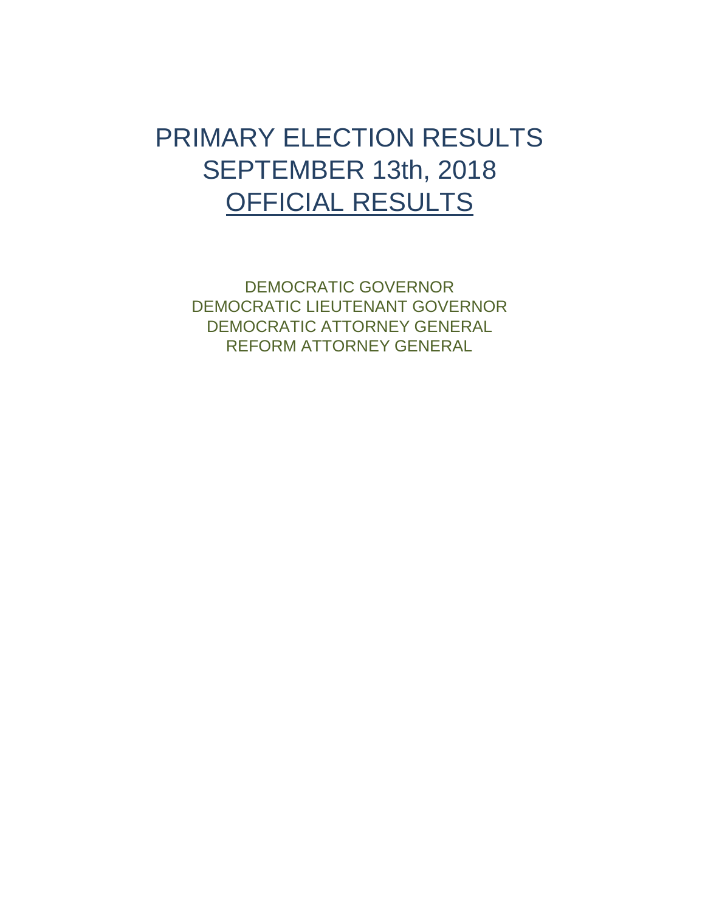# PRIMARY ELECTION RESULTS
# SEPTEMBER 13th, 2018
# OFFICIAL RESULTS

DEMOCRATIC GOVERNOR
DEMOCRATIC LIEUTENANT GOVERNOR
DEMOCRATIC ATTORNEY GENERAL
REFORM ATTORNEY GENERAL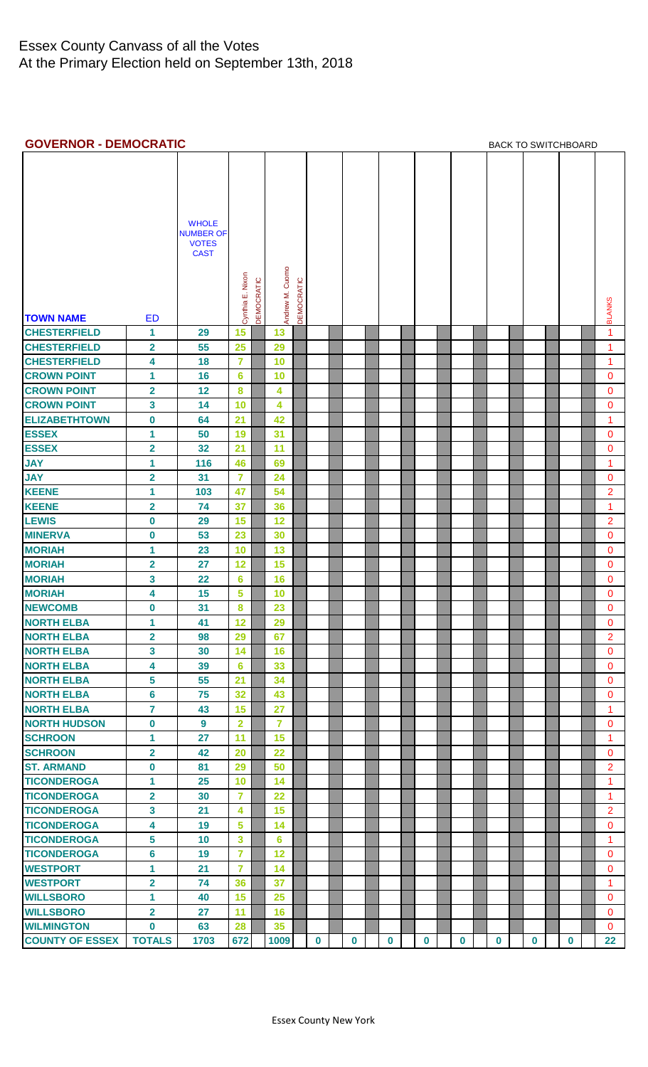# Essex County Canvass of all the Votes
At the Primary Election held on September 13th, 2018

## GOVERNOR - DEMOCRATIC

BACK TO SWITCHBOARD

| TOWN NAME | ED | WHOLE NUMBER OF VOTES CAST | Cynthia E. Nixon DEMOCRATIC | Andrew M. Cuomo DEMOCRATIC | | | | | | | | | BLANKS |
|---|---|---|---|---|---|---|---|---|---|---|---|---|---|
| CHESTERFIELD | 1 | 29 | 15 | 13 | | | | | | | | | 1 |
| CHESTERFIELD | 2 | 55 | 25 | 29 | | | | | | | | | 1 |
| CHESTERFIELD | 4 | 18 | 7 | 10 | | | | | | | | | 1 |
| CROWN POINT | 1 | 16 | 6 | 10 | | | | | | | | | 0 |
| CROWN POINT | 2 | 12 | 8 | 4 | | | | | | | | | 0 |
| CROWN POINT | 3 | 14 | 10 | 4 | | | | | | | | | 0 |
| ELIZABETHTOWN | 0 | 64 | 21 | 42 | | | | | | | | | 1 |
| ESSEX | 1 | 50 | 19 | 31 | | | | | | | | | 0 |
| ESSEX | 2 | 32 | 21 | 11 | | | | | | | | | 0 |
| JAY | 1 | 116 | 46 | 69 | | | | | | | | | 1 |
| JAY | 2 | 31 | 7 | 24 | | | | | | | | | 0 |
| KEENE | 1 | 103 | 47 | 54 | | | | | | | | | 2 |
| KEENE | 2 | 74 | 37 | 36 | | | | | | | | | 1 |
| LEWIS | 0 | 29 | 15 | 12 | | | | | | | | | 2 |
| MINERVA | 0 | 53 | 23 | 30 | | | | | | | | | 0 |
| MORIAH | 1 | 23 | 10 | 13 | | | | | | | | | 0 |
| MORIAH | 2 | 27 | 12 | 15 | | | | | | | | | 0 |
| MORIAH | 3 | 22 | 6 | 16 | | | | | | | | | 0 |
| MORIAH | 4 | 15 | 5 | 10 | | | | | | | | | 0 |
| NEWCOMB | 0 | 31 | 8 | 23 | | | | | | | | | 0 |
| NORTH ELBA | 1 | 41 | 12 | 29 | | | | | | | | | 0 |
| NORTH ELBA | 2 | 98 | 29 | 67 | | | | | | | | | 2 |
| NORTH ELBA | 3 | 30 | 14 | 16 | | | | | | | | | 0 |
| NORTH ELBA | 4 | 39 | 6 | 33 | | | | | | | | | 0 |
| NORTH ELBA | 5 | 55 | 21 | 34 | | | | | | | | | 0 |
| NORTH ELBA | 6 | 75 | 32 | 43 | | | | | | | | | 0 |
| NORTH ELBA | 7 | 43 | 15 | 27 | | | | | | | | | 1 |
| NORTH HUDSON | 0 | 9 | 2 | 7 | | | | | | | | | 0 |
| SCHROON | 1 | 27 | 11 | 15 | | | | | | | | | 1 |
| SCHROON | 2 | 42 | 20 | 22 | | | | | | | | | 0 |
| ST. ARMAND | 0 | 81 | 29 | 50 | | | | | | | | | 2 |
| TICONDEROGA | 1 | 25 | 10 | 14 | | | | | | | | | 1 |
| TICONDEROGA | 2 | 30 | 7 | 22 | | | | | | | | | 1 |
| TICONDEROGA | 3 | 21 | 4 | 15 | | | | | | | | | 2 |
| TICONDEROGA | 4 | 19 | 5 | 14 | | | | | | | | | 0 |
| TICONDEROGA | 5 | 10 | 3 | 6 | | | | | | | | | 1 |
| TICONDEROGA | 6 | 19 | 7 | 12 | | | | | | | | | 0 |
| WESTPORT | 1 | 21 | 7 | 14 | | | | | | | | | 0 |
| WESTPORT | 2 | 74 | 36 | 37 | | | | | | | | | 1 |
| WILLSBORO | 1 | 40 | 15 | 25 | | | | | | | | | 0 |
| WILLSBORO | 2 | 27 | 11 | 16 | | | | | | | | | 0 |
| WILMINGTON | 0 | 63 | 28 | 35 | | | | | | | | | 0 |
| COUNTY OF ESSEX | TOTALS | 1703 | 672 | 1009 | 0 | 0 | 0 | 0 | 0 | 0 | 0 | 0 | 22 |

Essex County New York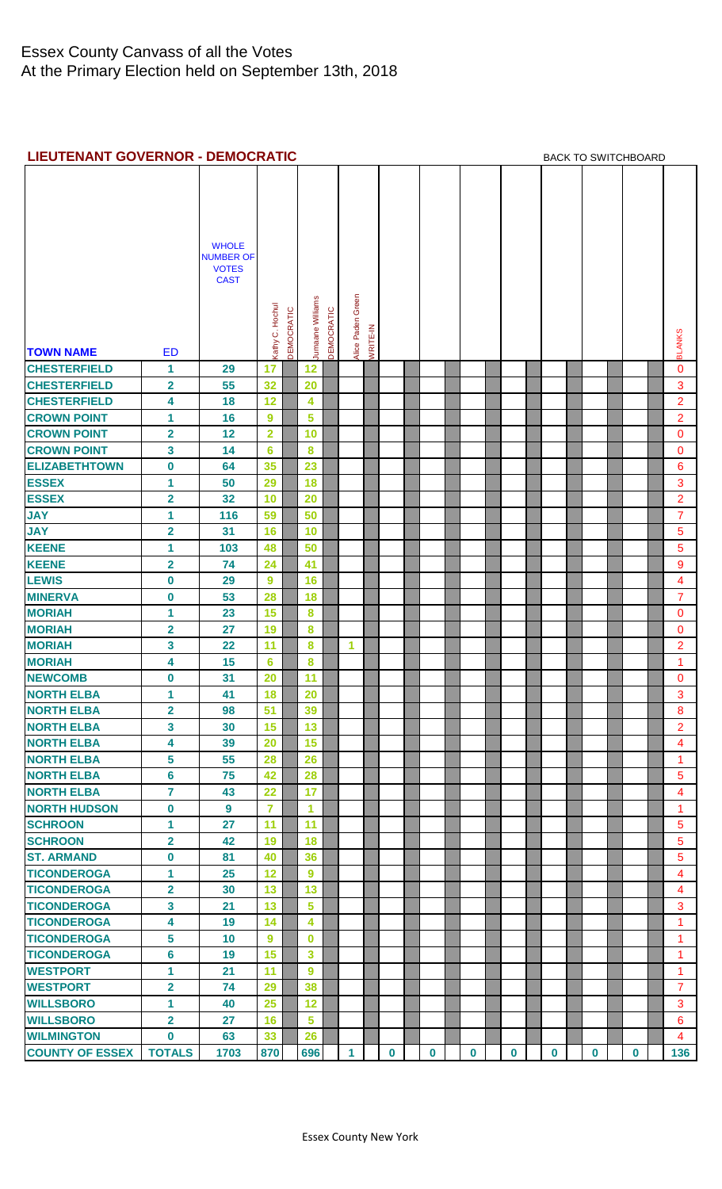# Essex County Canvass of all the Votes
At the Primary Election held on September 13th, 2018

## LIEUTENANT GOVERNOR - DEMOCRATIC

BACK TO SWITCHBOARD

| TOWN NAME | ED | WHOLE NUMBER OF VOTES CAST | Kathy C. Hochul DEMOCRATIC | Jumaane Williams DEMOCRATIC | Alice Paden Green WRITE-IN | | | | | | | BLANKS |
|---|---|---|---|---|---|---|---|---|---|---|---|---|
| CHESTERFIELD | 1 | 29 | 17 | 12 | | | | | | | | 0 |
| CHESTERFIELD | 2 | 55 | 32 | 20 | | | | | | | | 3 |
| CHESTERFIELD | 4 | 18 | 12 | 4 | | | | | | | | 2 |
| CROWN POINT | 1 | 16 | 9 | 5 | | | | | | | | 2 |
| CROWN POINT | 2 | 12 | 2 | 10 | | | | | | | | 0 |
| CROWN POINT | 3 | 14 | 6 | 8 | | | | | | | | 0 |
| ELIZABETHTOWN | 0 | 64 | 35 | 23 | | | | | | | | 6 |
| ESSEX | 1 | 50 | 29 | 18 | | | | | | | | 3 |
| ESSEX | 2 | 32 | 10 | 20 | | | | | | | | 2 |
| JAY | 1 | 116 | 59 | 50 | | | | | | | | 7 |
| JAY | 2 | 31 | 16 | 10 | | | | | | | | 5 |
| KEENE | 1 | 103 | 48 | 50 | | | | | | | | 5 |
| KEENE | 2 | 74 | 24 | 41 | | | | | | | | 9 |
| LEWIS | 0 | 29 | 9 | 16 | | | | | | | | 4 |
| MINERVA | 0 | 53 | 28 | 18 | | | | | | | | 7 |
| MORIAH | 1 | 23 | 15 | 8 | | | | | | | | 0 |
| MORIAH | 2 | 27 | 19 | 8 | | | | | | | | 0 |
| MORIAH | 3 | 22 | 11 | 8 | 1 | | | | | | | 2 |
| MORIAH | 4 | 15 | 6 | 8 | | | | | | | | 1 |
| NEWCOMB | 0 | 31 | 20 | 11 | | | | | | | | 0 |
| NORTH ELBA | 1 | 41 | 18 | 20 | | | | | | | | 3 |
| NORTH ELBA | 2 | 98 | 51 | 39 | | | | | | | | 8 |
| NORTH ELBA | 3 | 30 | 15 | 13 | | | | | | | | 2 |
| NORTH ELBA | 4 | 39 | 20 | 15 | | | | | | | | 4 |
| NORTH ELBA | 5 | 55 | 28 | 26 | | | | | | | | 1 |
| NORTH ELBA | 6 | 75 | 42 | 28 | | | | | | | | 5 |
| NORTH ELBA | 7 | 43 | 22 | 17 | | | | | | | | 4 |
| NORTH HUDSON | 0 | 9 | 7 | 1 | | | | | | | | 1 |
| SCHROON | 1 | 27 | 11 | 11 | | | | | | | | 5 |
| SCHROON | 2 | 42 | 19 | 18 | | | | | | | | 5 |
| ST. ARMAND | 0 | 81 | 40 | 36 | | | | | | | | 5 |
| TICONDEROGA | 1 | 25 | 12 | 9 | | | | | | | | 4 |
| TICONDEROGA | 2 | 30 | 13 | 13 | | | | | | | | 4 |
| TICONDEROGA | 3 | 21 | 13 | 5 | | | | | | | | 3 |
| TICONDEROGA | 4 | 19 | 14 | 4 | | | | | | | | 1 |
| TICONDEROGA | 5 | 10 | 9 | 0 | | | | | | | | 1 |
| TICONDEROGA | 6 | 19 | 15 | 3 | | | | | | | | 1 |
| WESTPORT | 1 | 21 | 11 | 9 | | | | | | | | 1 |
| WESTPORT | 2 | 74 | 29 | 38 | | | | | | | | 7 |
| WILLSBORO | 1 | 40 | 25 | 12 | | | | | | | | 3 |
| WILLSBORO | 2 | 27 | 16 | 5 | | | | | | | | 6 |
| WILMINGTON | 0 | 63 | 33 | 26 | | | | | | | | 4 |
| COUNTY OF ESSEX | TOTALS | 1703 | 870 | 696 | 1 | 0 | 0 | 0 | 0 | 0 | 0 | 136 |

Essex County New York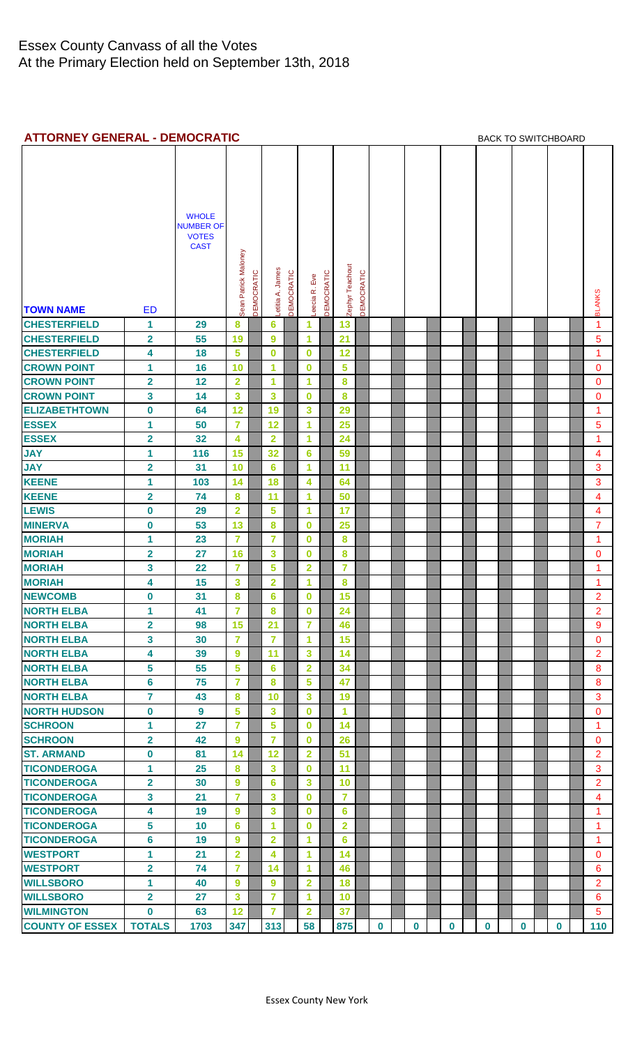# Essex County Canvass of all the Votes
At the Primary Election held on September 13th, 2018

## ATTORNEY GENERAL - DEMOCRATIC

BACK TO SWITCHBOARD

| TOWN NAME | ED | WHOLE NUMBER OF VOTES CAST | Sean Patrick Maloney DEMOCRATIC | Letitia A. James DEMOCRATIC | Leecia R. Eve DEMOCRATIC | Zephyr Teachout DEMOCRATIC | | | | | | | BLANKS |
|---|---|---|---|---|---|---|---|---|---|---|---|---|---|
| CHESTERFIELD | 1 | 29 | 8 | 6 | 1 | 13 | | | | | | | 1 |
| CHESTERFIELD | 2 | 55 | 19 | 9 | 1 | 21 | | | | | | | 5 |
| CHESTERFIELD | 4 | 18 | 5 | 0 | 0 | 12 | | | | | | | 1 |
| CROWN POINT | 1 | 16 | 10 | 1 | 0 | 5 | | | | | | | 0 |
| CROWN POINT | 2 | 12 | 2 | 1 | 1 | 8 | | | | | | | 0 |
| CROWN POINT | 3 | 14 | 3 | 3 | 0 | 8 | | | | | | | 0 |
| ELIZABETHTOWN | 0 | 64 | 12 | 19 | 3 | 29 | | | | | | | 1 |
| ESSEX | 1 | 50 | 7 | 12 | 1 | 25 | | | | | | | 5 |
| ESSEX | 2 | 32 | 4 | 2 | 1 | 24 | | | | | | | 1 |
| JAY | 1 | 116 | 15 | 32 | 6 | 59 | | | | | | | 4 |
| JAY | 2 | 31 | 10 | 6 | 1 | 11 | | | | | | | 3 |
| KEENE | 1 | 103 | 14 | 18 | 4 | 64 | | | | | | | 3 |
| KEENE | 2 | 74 | 8 | 11 | 1 | 50 | | | | | | | 4 |
| LEWIS | 0 | 29 | 2 | 5 | 1 | 17 | | | | | | | 4 |
| MINERVA | 0 | 53 | 13 | 8 | 0 | 25 | | | | | | | 7 |
| MORIAH | 1 | 23 | 7 | 7 | 0 | 8 | | | | | | | 1 |
| MORIAH | 2 | 27 | 16 | 3 | 0 | 8 | | | | | | | 0 |
| MORIAH | 3 | 22 | 7 | 5 | 2 | 7 | | | | | | | 1 |
| MORIAH | 4 | 15 | 3 | 2 | 1 | 8 | | | | | | | 1 |
| NEWCOMB | 0 | 31 | 8 | 6 | 0 | 15 | | | | | | | 2 |
| NORTH ELBA | 1 | 41 | 7 | 8 | 0 | 24 | | | | | | | 2 |
| NORTH ELBA | 2 | 98 | 15 | 21 | 7 | 46 | | | | | | | 9 |
| NORTH ELBA | 3 | 30 | 7 | 7 | 1 | 15 | | | | | | | 0 |
| NORTH ELBA | 4 | 39 | 9 | 11 | 3 | 14 | | | | | | | 2 |
| NORTH ELBA | 5 | 55 | 5 | 6 | 2 | 34 | | | | | | | 8 |
| NORTH ELBA | 6 | 75 | 7 | 8 | 5 | 47 | | | | | | | 8 |
| NORTH ELBA | 7 | 43 | 8 | 10 | 3 | 19 | | | | | | | 3 |
| NORTH HUDSON | 0 | 9 | 5 | 3 | 0 | 1 | | | | | | | 0 |
| SCHROON | 1 | 27 | 7 | 5 | 0 | 14 | | | | | | | 1 |
| SCHROON | 2 | 42 | 9 | 7 | 0 | 26 | | | | | | | 0 |
| ST. ARMAND | 0 | 81 | 14 | 12 | 2 | 51 | | | | | | | 2 |
| TICONDEROGA | 1 | 25 | 8 | 3 | 0 | 11 | | | | | | | 3 |
| TICONDEROGA | 2 | 30 | 9 | 6 | 3 | 10 | | | | | | | 2 |
| TICONDEROGA | 3 | 21 | 7 | 3 | 0 | 7 | | | | | | | 4 |
| TICONDEROGA | 4 | 19 | 9 | 3 | 0 | 6 | | | | | | | 1 |
| TICONDEROGA | 5 | 10 | 6 | 1 | 0 | 2 | | | | | | | 1 |
| TICONDEROGA | 6 | 19 | 9 | 2 | 1 | 6 | | | | | | | 1 |
| WESTPORT | 1 | 21 | 2 | 4 | 1 | 14 | | | | | | | 0 |
| WESTPORT | 2 | 74 | 7 | 14 | 1 | 46 | | | | | | | 6 |
| WILLSBORO | 1 | 40 | 9 | 9 | 2 | 18 | | | | | | | 2 |
| WILLSBORO | 2 | 27 | 3 | 7 | 1 | 10 | | | | | | | 6 |
| WILMINGTON | 0 | 63 | 12 | 7 | 2 | 37 | | | | | | | 5 |
| COUNTY OF ESSEX | TOTALS | 1703 | 347 | 313 | 58 | 875 | 0 | 0 | 0 | 0 | 0 | 0 | 110 |

Essex County New York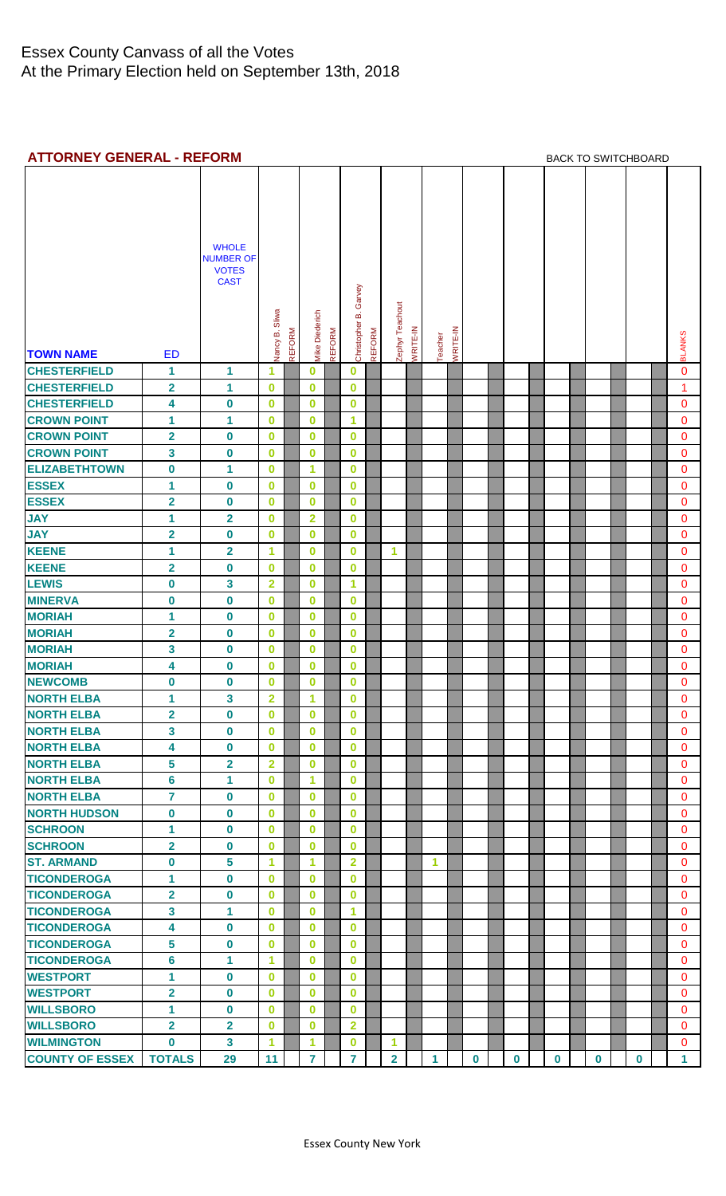# Essex County Canvass of all the Votes
At the Primary Election held on September 13th, 2018

## ATTORNEY GENERAL - REFORM

BACK TO SWITCHBOARD

| TOWN NAME | ED | WHOLE NUMBER OF VOTES CAST | Nancy B. Sliwa | REFORM | Mike Diederich | REFORM | Christopher B. Garvey | REFORM | Zephyr Teachout | WRITE-IN | Teacher | WRITE-IN | | | | | | BLANKS |
|---|---|---|---|---|---|---|---|---|---|---|---|---|---|---|---|---|---|---|
| CHESTERFIELD | 1 | 1 | 1 | | 0 | | 0 | | | | | | | | | | | 0 |
| CHESTERFIELD | 2 | 1 | 0 | | 0 | | 0 | | | | | | | | | | | 1 |
| CHESTERFIELD | 4 | 0 | 0 | | 0 | | 0 | | | | | | | | | | | 0 |
| CROWN POINT | 1 | 1 | 0 | | 0 | | 1 | | | | | | | | | | | 0 |
| CROWN POINT | 2 | 0 | 0 | | 0 | | 0 | | | | | | | | | | | 0 |
| CROWN POINT | 3 | 0 | 0 | | 0 | | 0 | | | | | | | | | | | 0 |
| ELIZABETHTOWN | 0 | 1 | 0 | | 1 | | 0 | | | | | | | | | | | 0 |
| ESSEX | 1 | 0 | 0 | | 0 | | 0 | | | | | | | | | | | 0 |
| ESSEX | 2 | 0 | 0 | | 0 | | 0 | | | | | | | | | | | 0 |
| JAY | 1 | 2 | 0 | | 2 | | 0 | | | | | | | | | | | 0 |
| JAY | 2 | 0 | 0 | | 0 | | 0 | | | | | | | | | | | 0 |
| KEENE | 1 | 2 | 1 | | 0 | | 0 | | 1 | | | | | | | | | 0 |
| KEENE | 2 | 0 | 0 | | 0 | | 0 | | | | | | | | | | | 0 |
| LEWIS | 0 | 3 | 2 | | 0 | | 1 | | | | | | | | | | | 0 |
| MINERVA | 0 | 0 | 0 | | 0 | | 0 | | | | | | | | | | | 0 |
| MORIAH | 1 | 0 | 0 | | 0 | | 0 | | | | | | | | | | | 0 |
| MORIAH | 2 | 0 | 0 | | 0 | | 0 | | | | | | | | | | | 0 |
| MORIAH | 3 | 0 | 0 | | 0 | | 0 | | | | | | | | | | | 0 |
| MORIAH | 4 | 0 | 0 | | 0 | | 0 | | | | | | | | | | | 0 |
| NEWCOMB | 0 | 0 | 0 | | 0 | | 0 | | | | | | | | | | | 0 |
| NORTH ELBA | 1 | 3 | 2 | | 1 | | 0 | | | | | | | | | | | 0 |
| NORTH ELBA | 2 | 0 | 0 | | 0 | | 0 | | | | | | | | | | | 0 |
| NORTH ELBA | 3 | 0 | 0 | | 0 | | 0 | | | | | | | | | | | 0 |
| NORTH ELBA | 4 | 0 | 0 | | 0 | | 0 | | | | | | | | | | | 0 |
| NORTH ELBA | 5 | 2 | 2 | | 0 | | 0 | | | | | | | | | | | 0 |
| NORTH ELBA | 6 | 1 | 0 | | 1 | | 0 | | | | | | | | | | | 0 |
| NORTH ELBA | 7 | 0 | 0 | | 0 | | 0 | | | | | | | | | | | 0 |
| NORTH HUDSON | 0 | 0 | 0 | | 0 | | 0 | | | | | | | | | | | 0 |
| SCHROON | 1 | 0 | 0 | | 0 | | 0 | | | | | | | | | | | 0 |
| SCHROON | 2 | 0 | 0 | | 0 | | 0 | | | | | | | | | | | 0 |
| ST. ARMAND | 0 | 5 | 1 | | 1 | | 2 | | | | 1 | | | | | | | 0 |
| TICONDEROGA | 1 | 0 | 0 | | 0 | | 0 | | | | | | | | | | | 0 |
| TICONDEROGA | 2 | 0 | 0 | | 0 | | 0 | | | | | | | | | | | 0 |
| TICONDEROGA | 3 | 1 | 0 | | 0 | | 1 | | | | | | | | | | | 0 |
| TICONDEROGA | 4 | 0 | 0 | | 0 | | 0 | | | | | | | | | | | 0 |
| TICONDEROGA | 5 | 0 | 0 | | 0 | | 0 | | | | | | | | | | | 0 |
| TICONDEROGA | 6 | 1 | 1 | | 0 | | 0 | | | | | | | | | | | 0 |
| WESTPORT | 1 | 0 | 0 | | 0 | | 0 | | | | | | | | | | | 0 |
| WESTPORT | 2 | 0 | 0 | | 0 | | 0 | | | | | | | | | | | 0 |
| WILLSBORO | 1 | 0 | 0 | | 0 | | 0 | | | | | | | | | | | 0 |
| WILLSBORO | 2 | 2 | 0 | | 0 | | 2 | | | | | | | | | | | 0 |
| WILMINGTON | 0 | 3 | 1 | | 1 | | 0 | | 1 | | | | | | | | | 0 |
| COUNTY OF ESSEX | TOTALS | 29 | 11 | | 7 | | 7 | | 2 | | 1 | | 0 | 0 | 0 | 0 | 0 | 1 |

Essex County New York